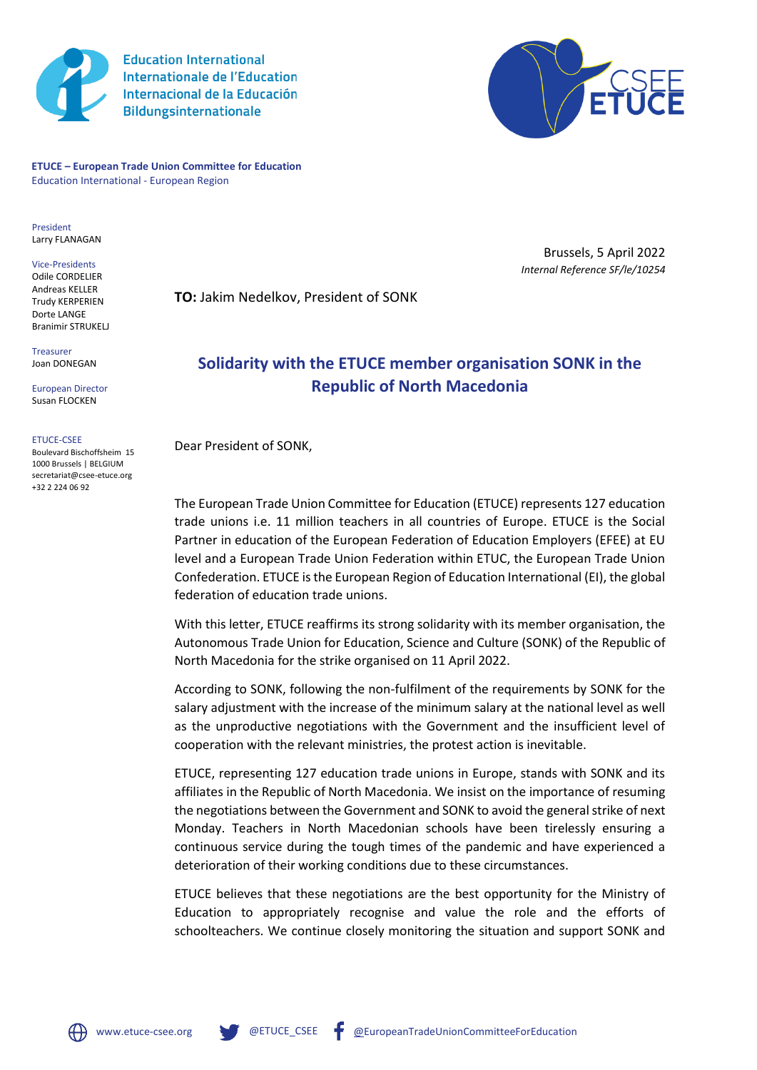Education International
Internationale de l'Education
Internacional de la Educación
Bildungsinternationale

**ETUCE – European Trade Union Committee for Education**
Education International - European Region

President
Larry FLANAGAN

Vice-Presidents
Odile CORDELIER
Andreas KELLER
Trudy KERPERIEN
Dorte LANGE
Branimir STRUKELJ

Treasurer
Joan DONEGAN

European Director
Susan FLOCKEN

ETUCE-CSEE
Boulevard Bischoffsheim 15
1000 Brussels | BELGIUM
secretariat@csee-etuce.org
+32 2 224 06 92

Brussels, 5 April 2022
*Internal Reference SF/le/10254*

**TO:** Jakim Nedelkov, President of SONK

## Solidarity with the ETUCE member organisation SONK in the Republic of North Macedonia

Dear President of SONK,

The European Trade Union Committee for Education (ETUCE) represents 127 education trade unions i.e. 11 million teachers in all countries of Europe. ETUCE is the Social Partner in education of the European Federation of Education Employers (EFEE) at EU level and a European Trade Union Federation within ETUC, the European Trade Union Confederation. ETUCE is the European Region of Education International (EI), the global federation of education trade unions.

With this letter, ETUCE reaffirms its strong solidarity with its member organisation, the Autonomous Trade Union for Education, Science and Culture (SONK) of the Republic of North Macedonia for the strike organised on 11 April 2022.

According to SONK, following the non-fulfilment of the requirements by SONK for the salary adjustment with the increase of the minimum salary at the national level as well as the unproductive negotiations with the Government and the insufficient level of cooperation with the relevant ministries, the protest action is inevitable.

ETUCE, representing 127 education trade unions in Europe, stands with SONK and its affiliates in the Republic of North Macedonia. We insist on the importance of resuming the negotiations between the Government and SONK to avoid the general strike of next Monday. Teachers in North Macedonian schools have been tirelessly ensuring a continuous service during the tough times of the pandemic and have experienced a deterioration of their working conditions due to these circumstances.

ETUCE believes that these negotiations are the best opportunity for the Ministry of Education to appropriately recognise and value the role and the efforts of schoolteachers. We continue closely monitoring the situation and support SONK and

www.etuce-csee.org @ETUCE_CSEE @EuropeanTradeUnionCommitteeForEducation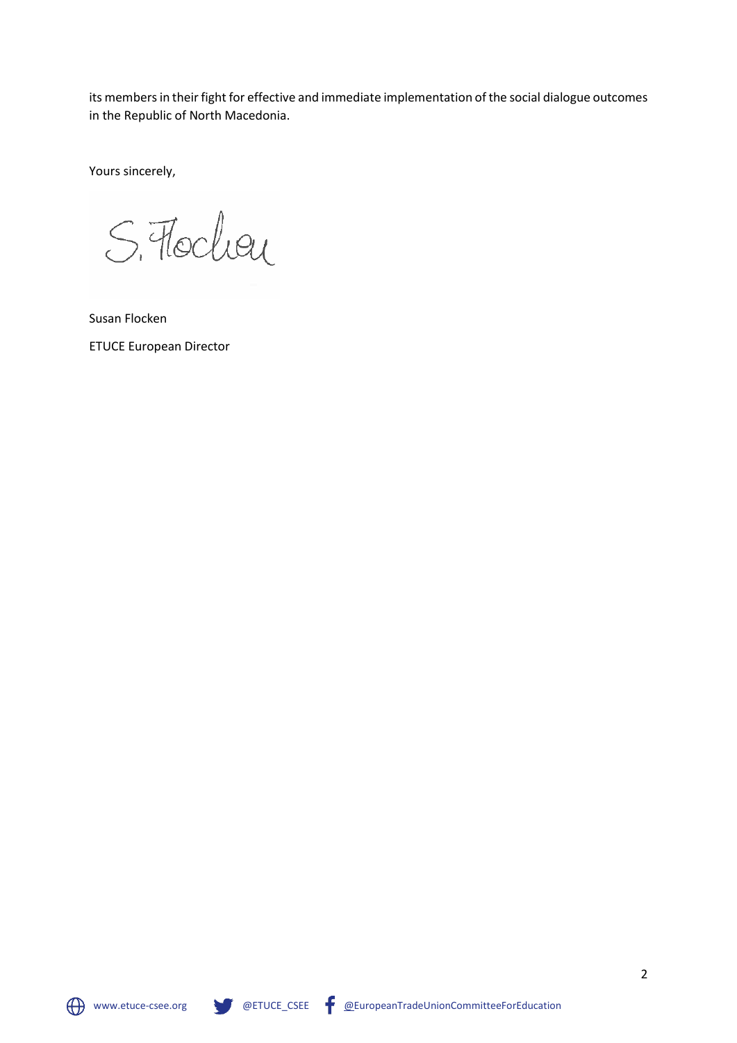its members in their fight for effective and immediate implementation of the social dialogue outcomes in the Republic of North Macedonia.

Yours sincerely,

S. Flocken

Susan Flocken

ETUCE European Director